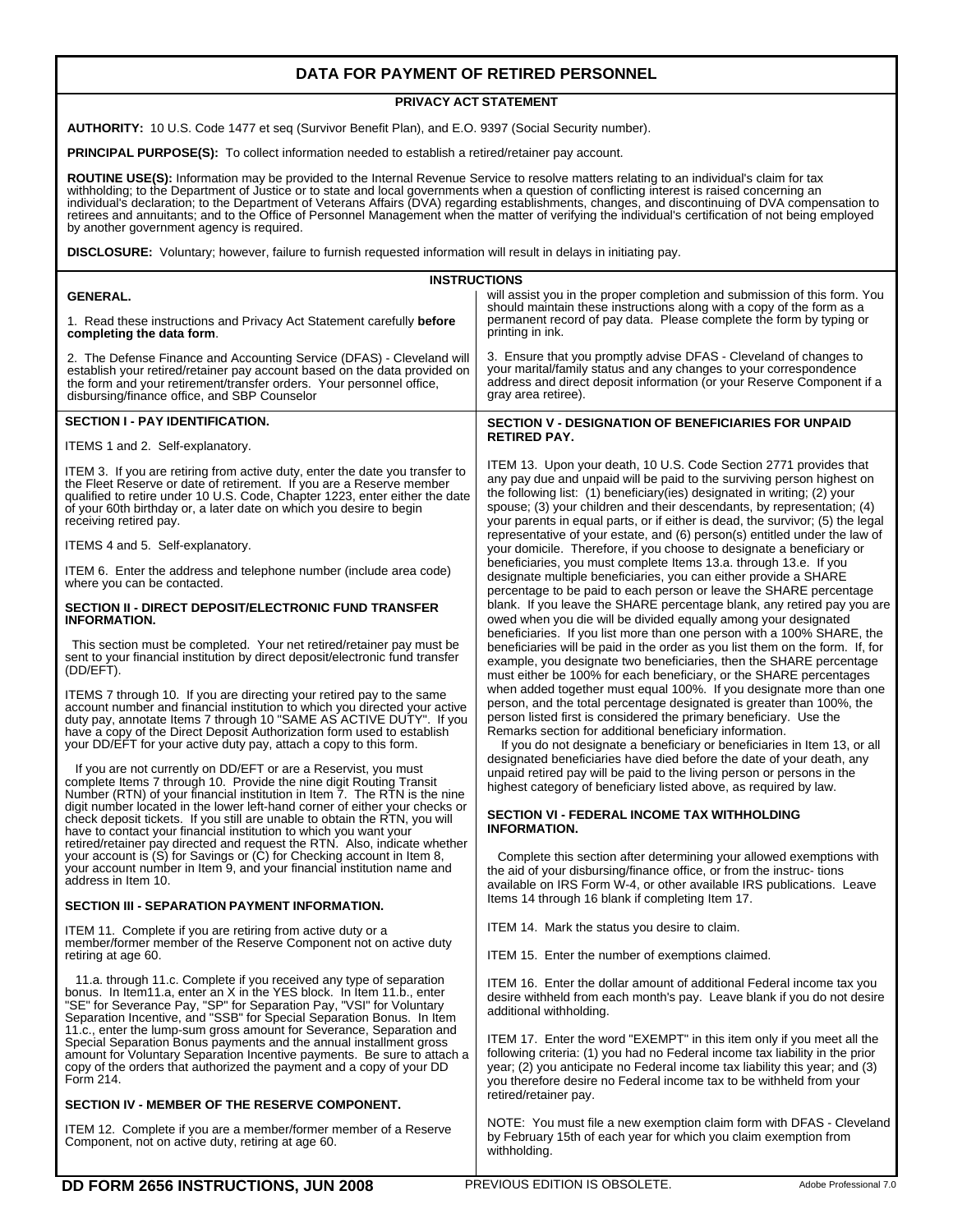# DATA FOR PAYMENT OF RETIRED PERSONNEL

## PRIVACY ACT STATEMENT

**AUTHORITY:** 10 U.S. Code 1477 et seq (Survivor Benefit Plan), and E.O. 9397 (Social Security number).

**PRINCIPAL PURPOSE(S):** To collect information needed to establish a retired/retainer pay account.

**ROUTINE USE(S):** Information may be provided to the Internal Revenue Service to resolve matters relating to an individual's claim for tax withholding; to the Department of Justice or to state and local governments when a question of conflicting interest is raised concerning an individual's declaration; to the Department of Veterans Affairs (DVA) regarding establishments, changes, and discontinuing of DVA compensation to retirees and annuitants; and to the Office of Personnel Management when the matter of verifying the individual's certification of not being employed by another government agency is required.

**DISCLOSURE:** Voluntary; however, failure to furnish requested information will result in delays in initiating pay.

## INSTRUCTIONS

### GENERAL.

1. Read these instructions and Privacy Act Statement carefully **before completing the data form**.

2. The Defense Finance and Accounting Service (DFAS) - Cleveland will establish your retired/retainer pay account based on the data provided on the form and your retirement/transfer orders. Your personnel office, disbursing/finance office, and SBP Counselor will assist you in the proper completion and submission of this form. You should maintain these instructions along with a copy of the form as a permanent record of pay data. Please complete the form by typing or printing in ink.

3. Ensure that you promptly advise DFAS - Cleveland of changes to your marital/family status and any changes to your correspondence address and direct deposit information (or your Reserve Component if a gray area retiree).

### SECTION I - PAY IDENTIFICATION.

ITEMS 1 and 2. Self-explanatory.

ITEM 3. If you are retiring from active duty, enter the date you transfer to the Fleet Reserve or date of retirement. If you are a Reserve member qualified to retire under 10 U.S. Code, Chapter 1223, enter either the date of your 60th birthday or, a later date on which you desire to begin receiving retired pay.

ITEMS 4 and 5. Self-explanatory.

ITEM 6. Enter the address and telephone number (include area code) where you can be contacted.

### SECTION II - DIRECT DEPOSIT/ELECTRONIC FUND TRANSFER INFORMATION.

This section must be completed. Your net retired/retainer pay must be sent to your financial institution by direct deposit/electronic fund transfer (DD/EFT).

ITEMS 7 through 10. If you are directing your retired pay to the same account number and financial institution to which you directed your active duty pay, annotate Items 7 through 10 "SAME AS ACTIVE DUTY". If you have a copy of the Direct Deposit Authorization form used to establish your DD/EFT for your active duty pay, attach a copy to this form.

If you are not currently on DD/EFT or are a Reservist, you must complete Items 7 through 10. Provide the nine digit Routing Transit Number (RTN) of your financial institution in Item 7. The RTN is the nine digit number located in the lower left-hand corner of either your checks or check deposit tickets. If you still are unable to obtain the RTN, you will have to contact your financial institution to which you want your retired/retainer pay directed and request the RTN. Also, indicate whether your account is (S) for Savings or (C) for Checking account in Item 8, your account number in Item 9, and your financial institution name and address in Item 10.

### SECTION III - SEPARATION PAYMENT INFORMATION.

ITEM 11. Complete if you are retiring from active duty or a member/former member of the Reserve Component not on active duty retiring at age 60.

11.a. through 11.c. Complete if you received any type of separation bonus. In Item11.a, enter an X in the YES block. In Item 11.b., enter "SE" for Severance Pay, "SP" for Separation Pay, "VSI" for Voluntary Separation Incentive, and "SSB" for Special Separation Bonus. In Item 11.c., enter the lump-sum gross amount for Severance, Separation and Special Separation Bonus payments and the annual installment gross amount for Voluntary Separation Incentive payments. Be sure to attach a copy of the orders that authorized the payment and a copy of your DD Form 214.

### SECTION IV - MEMBER OF THE RESERVE COMPONENT.

ITEM 12. Complete if you are a member/former member of a Reserve Component, not on active duty, retiring at age 60.

### SECTION V - DESIGNATION OF BENEFICIARIES FOR UNPAID RETIRED PAY.

ITEM 13. Upon your death, 10 U.S. Code Section 2771 provides that any pay due and unpaid will be paid to the surviving person highest on the following list: (1) beneficiary(ies) designated in writing; (2) your spouse; (3) your children and their descendants, by representation; (4) your parents in equal parts, or if either is dead, the survivor; (5) the legal representative of your estate, and (6) person(s) entitled under the law of your domicile. Therefore, if you choose to designate a beneficiary or beneficiaries, you must complete Items 13.a. through 13.e. If you designate multiple beneficiaries, you can either provide a SHARE percentage to be paid to each person or leave the SHARE percentage blank. If you leave the SHARE percentage blank, any retired pay you are owed when you die will be divided equally among your designated beneficiaries. If you list more than one person with a 100% SHARE, the beneficiaries will be paid in the order as you list them on the form. If, for example, you designate two beneficiaries, then the SHARE percentage must either be 100% for each beneficiary, or the SHARE percentages when added together must equal 100%. If you designate more than one person, and the total percentage designated is greater than 100%, the person listed first is considered the primary beneficiary. Use the Remarks section for additional beneficiary information.

If you do not designate a beneficiary or beneficiaries in Item 13, or all designated beneficiaries have died before the date of your death, any unpaid retired pay will be paid to the living person or persons in the highest category of beneficiary listed above, as required by law.

### SECTION VI - FEDERAL INCOME TAX WITHHOLDING INFORMATION.

Complete this section after determining your allowed exemptions with the aid of your disbursing/finance office, or from the instruc- tions available on IRS Form W-4, or other available IRS publications. Leave Items 14 through 16 blank if completing Item 17.

ITEM 14. Mark the status you desire to claim.

ITEM 15. Enter the number of exemptions claimed.

ITEM 16. Enter the dollar amount of additional Federal income tax you desire withheld from each month's pay. Leave blank if you do not desire additional withholding.

ITEM 17. Enter the word "EXEMPT" in this item only if you meet all the following criteria: (1) you had no Federal income tax liability in the prior year; (2) you anticipate no Federal income tax liability this year; and (3) you therefore desire no Federal income tax to be withheld from your retired/retainer pay.

NOTE: You must file a new exemption claim form with DFAS - Cleveland by February 15th of each year for which you claim exemption from withholding.

**DD FORM 2656 INSTRUCTIONS, JUN 2008** PREVIOUS EDITION IS OBSOLETE.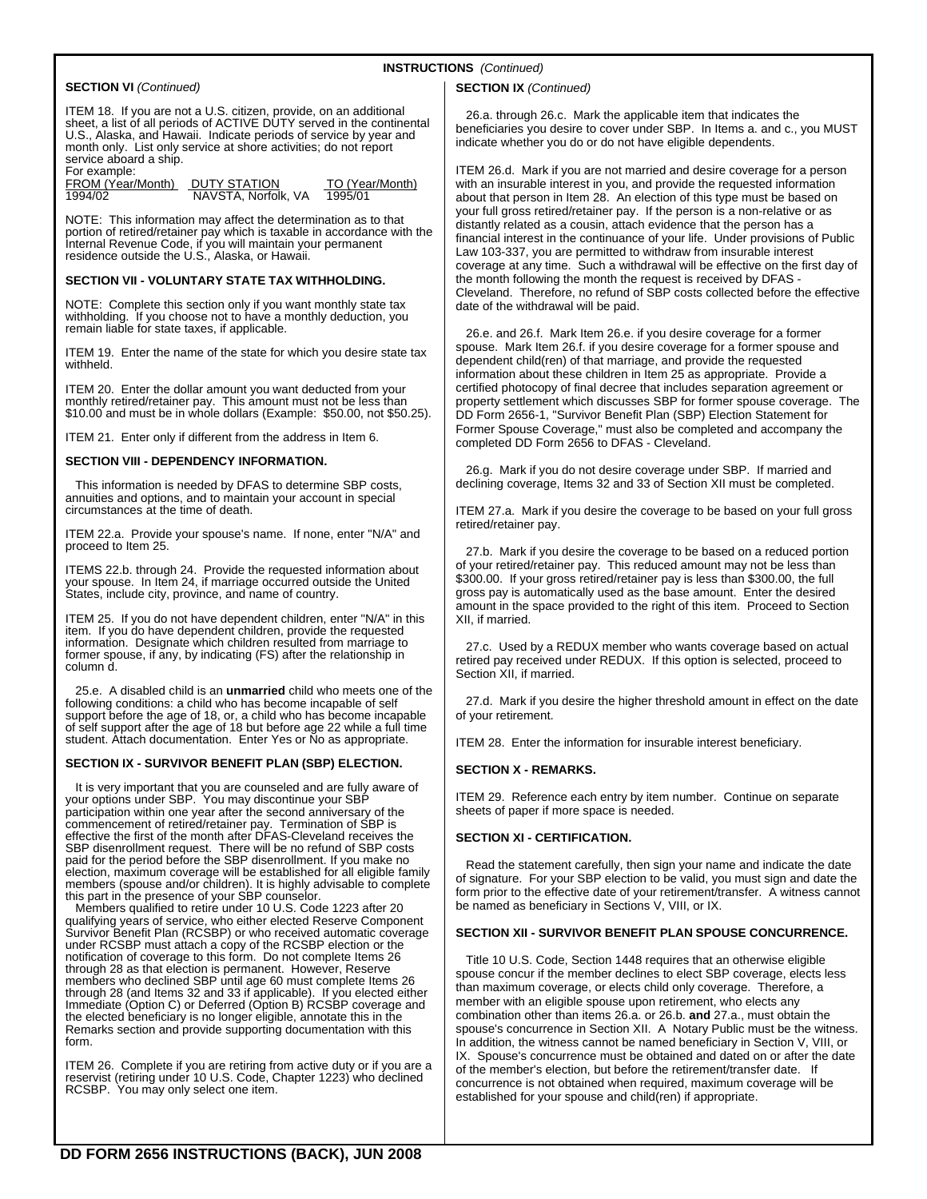**INSTRUCTIONS** *(Continued)*

**SECTION VI** *(Continued)*

ITEM 18. If you are not a U.S. citizen, provide, on an additional sheet, a list of all periods of ACTIVE DUTY served in the continental U.S., Alaska, and Hawaii. Indicate periods of service by year and month only. List only service at shore activities; do not report service aboard a ship.

For example:

| FROM (Year/Month) | DUTY STATION | TO (Year/Month) |
|---|---|---|
| 1994/02 | NAVSTA, Norfolk, VA | 1995/01 |

NOTE: This information may affect the determination as to that portion of retired/retainer pay which is taxable in accordance with the Internal Revenue Code, if you will maintain your permanent residence outside the U.S., Alaska, or Hawaii.

**SECTION VII - VOLUNTARY STATE TAX WITHHOLDING.**

NOTE: Complete this section only if you want monthly state tax withholding. If you choose not to have a monthly deduction, you remain liable for state taxes, if applicable.

ITEM 19. Enter the name of the state for which you desire state tax withheld.

ITEM 20. Enter the dollar amount you want deducted from your monthly retired/retainer pay. This amount must not be less than $10.00 and must be in whole dollars (Example: $50.00, not $50.25).

ITEM 21. Enter only if different from the address in Item 6.

**SECTION VIII - DEPENDENCY INFORMATION.**

This information is needed by DFAS to determine SBP costs, annuities and options, and to maintain your account in special circumstances at the time of death.

ITEM 22.a. Provide your spouse's name. If none, enter "N/A" and proceed to Item 25.

ITEMS 22.b. through 24. Provide the requested information about your spouse. In Item 24, if marriage occurred outside the United States, include city, province, and name of country.

ITEM 25. If you do not have dependent children, enter "N/A" in this item. If you do have dependent children, provide the requested information. Designate which children resulted from marriage to former spouse, if any, by indicating (FS) after the relationship in column d.

25.e. A disabled child is an **unmarried** child who meets one of the following conditions: a child who has become incapable of self support before the age of 18, or, a child who has become incapable of self support after the age of 18 but before age 22 while a full time student. Attach documentation. Enter Yes or No as appropriate.

**SECTION IX - SURVIVOR BENEFIT PLAN (SBP) ELECTION.**

It is very important that you are counseled and are fully aware of your options under SBP. You may discontinue your SBP participation within one year after the second anniversary of the commencement of retired/retainer pay. Termination of SBP is effective the first of the month after DFAS-Cleveland receives the SBP disenrollment request. There will be no refund of SBP costs paid for the period before the SBP disenrollment. If you make no election, maximum coverage will be established for all eligible family members (spouse and/or children). It is highly advisable to complete this part in the presence of your SBP counselor.

Members qualified to retire under 10 U.S. Code 1223 after 20 qualifying years of service, who either elected Reserve Component Survivor Benefit Plan (RCSBP) or who received automatic coverage under RCSBP must attach a copy of the RCSBP election or the notification of coverage to this form. Do not complete Items 26 through 28 as that election is permanent. However, Reserve members who declined SBP until age 60 must complete Items 26 through 28 (and Items 32 and 33 if applicable). If you elected either Immediate (Option C) or Deferred (Option B) RCSBP coverage and the elected beneficiary is no longer eligible, annotate this in the Remarks section and provide supporting documentation with this form.

ITEM 26. Complete if you are retiring from active duty or if you are a reservist (retiring under 10 U.S. Code, Chapter 1223) who declined RCSBP. You may only select one item.

**SECTION IX** *(Continued)*

26.a. through 26.c. Mark the applicable item that indicates the beneficiaries you desire to cover under SBP. In Items a. and c., you MUST indicate whether you do or do not have eligible dependents.

ITEM 26.d. Mark if you are not married and desire coverage for a person with an insurable interest in you, and provide the requested information about that person in Item 28. An election of this type must be based on your full gross retired/retainer pay. If the person is a non-relative or as distantly related as a cousin, attach evidence that the person has a financial interest in the continuance of your life. Under provisions of Public Law 103-337, you are permitted to withdraw from insurable interest coverage at any time. Such a withdrawal will be effective on the first day of the month following the month the request is received by DFAS - Cleveland. Therefore, no refund of SBP costs collected before the effective date of the withdrawal will be paid.

26.e. and 26.f. Mark Item 26.e. if you desire coverage for a former spouse. Mark Item 26.f. if you desire coverage for a former spouse and dependent child(ren) of that marriage, and provide the requested information about these children in Item 25 as appropriate. Provide a certified photocopy of final decree that includes separation agreement or property settlement which discusses SBP for former spouse coverage. The DD Form 2656-1, "Survivor Benefit Plan (SBP) Election Statement for Former Spouse Coverage," must also be completed and accompany the completed DD Form 2656 to DFAS - Cleveland.

26.g. Mark if you do not desire coverage under SBP. If married and declining coverage, Items 32 and 33 of Section XII must be completed.

ITEM 27.a. Mark if you desire the coverage to be based on your full gross retired/retainer pay.

27.b. Mark if you desire the coverage to be based on a reduced portion of your retired/retainer pay. This reduced amount may not be less than $300.00. If your gross retired/retainer pay is less than $300.00, the full gross pay is automatically used as the base amount. Enter the desired amount in the space provided to the right of this item. Proceed to Section XII, if married.

27.c. Used by a REDUX member who wants coverage based on actual retired pay received under REDUX. If this option is selected, proceed to Section XII, if married.

27.d. Mark if you desire the higher threshold amount in effect on the date of your retirement.

ITEM 28. Enter the information for insurable interest beneficiary.

**SECTION X - REMARKS.**

ITEM 29. Reference each entry by item number. Continue on separate sheets of paper if more space is needed.

**SECTION XI - CERTIFICATION.**

Read the statement carefully, then sign your name and indicate the date of signature. For your SBP election to be valid, you must sign and date the form prior to the effective date of your retirement/transfer. A witness cannot be named as beneficiary in Sections V, VIII, or IX.

**SECTION XII - SURVIVOR BENEFIT PLAN SPOUSE CONCURRENCE.**

Title 10 U.S. Code, Section 1448 requires that an otherwise eligible spouse concur if the member declines to elect SBP coverage, elects less than maximum coverage, or elects child only coverage. Therefore, a member with an eligible spouse upon retirement, who elects any combination other than items 26.a. or 26.b. **and** 27.a., must obtain the spouse's concurrence in Section XII. A Notary Public must be the witness. In addition, the witness cannot be named beneficiary in Section V, VIII, or IX. Spouse's concurrence must be obtained and dated on or after the date of the member's election, but before the retirement/transfer date. If concurrence is not obtained when required, maximum coverage will be established for your spouse and child(ren) if appropriate.

**DD FORM 2656 INSTRUCTIONS (BACK), JUN 2008**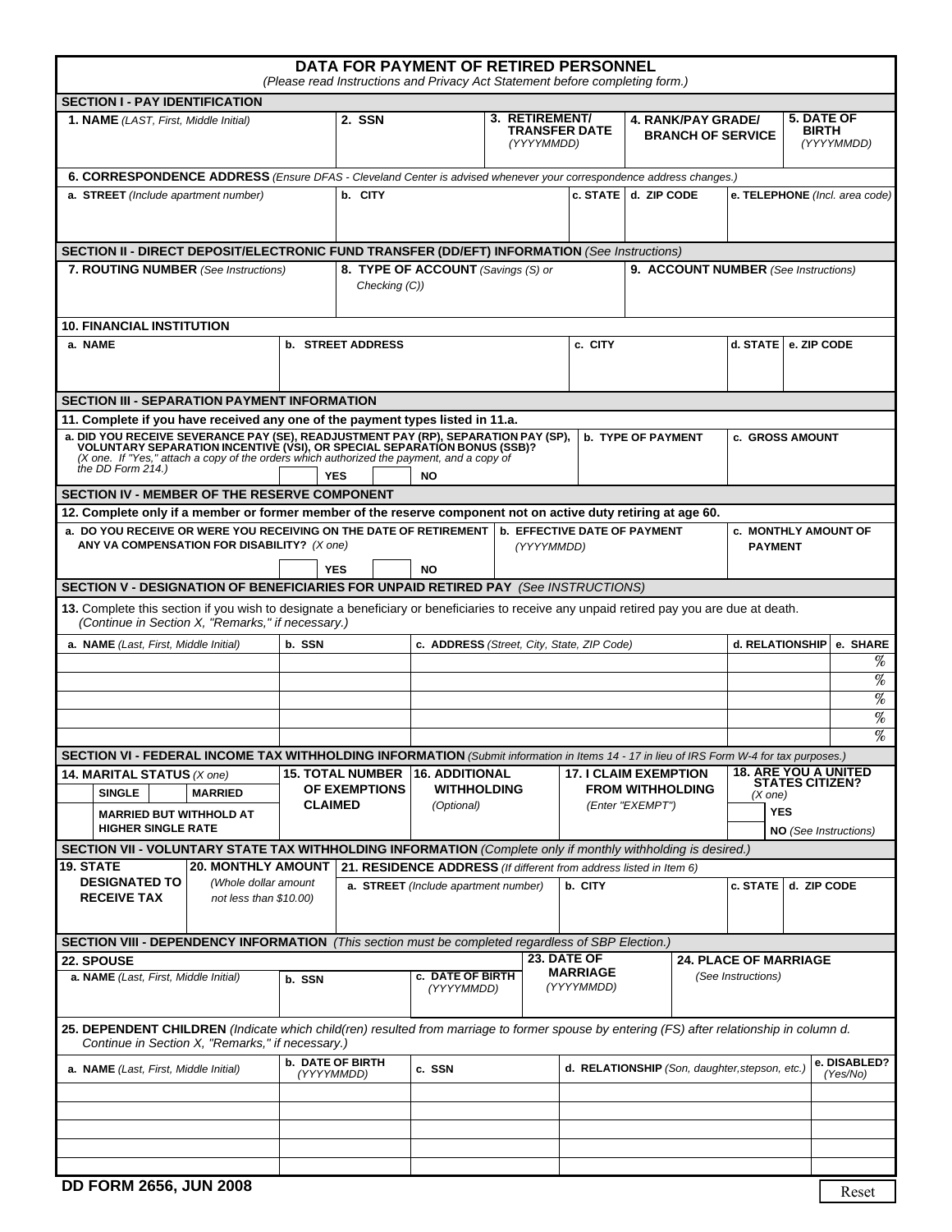# DATA FOR PAYMENT OF RETIRED PERSONNEL

*(Please read Instructions and Privacy Act Statement before completing form.)*

## SECTION I - PAY IDENTIFICATION

| 1. NAME *(LAST, First, Middle Initial)* | 2. SSN | 3. RETIREMENT/ TRANSFER DATE *(YYYYMMDD)* | 4. RANK/PAY GRADE/ BRANCH OF SERVICE | 5. DATE OF BIRTH *(YYYYMMDD)* |
|---|---|---|---|---|
| | | | | |

**6. CORRESPONDENCE ADDRESS** *(Ensure DFAS - Cleveland Center is advised whenever your correspondence address changes.)*

| a. STREET *(Include apartment number)* | b. CITY | c. STATE | d. ZIP CODE | e. TELEPHONE *(Incl. area code)* |
|---|---|---|---|---|
| | | | | |

## SECTION II - DIRECT DEPOSIT/ELECTRONIC FUND TRANSFER (DD/EFT) INFORMATION *(See Instructions)*

| 7. ROUTING NUMBER *(See Instructions)* | 8. TYPE OF ACCOUNT *(Savings (S) or Checking (C))* | 9. ACCOUNT NUMBER *(See Instructions)* |
|---|---|---|
| | | |

**10. FINANCIAL INSTITUTION**

| a. NAME | b. STREET ADDRESS | c. CITY | d. STATE | e. ZIP CODE |
|---|---|---|---|---|
| | | | | |

## SECTION III - SEPARATION PAYMENT INFORMATION

**11. Complete if you have received any one of the payment types listed in 11.a.**

| a. DID YOU RECEIVE SEVERANCE PAY (SE), READJUSTMENT PAY (RP), SEPARATION PAY (SP), VOLUNTARY SEPARATION INCENTIVE (VSI), OR SPECIAL SEPARATION BONUS (SSB)? *(X one. If "Yes," attach a copy of the orders which authorized the payment, and a copy of the DD Form 214.)* ☐ YES ☐ NO | b. TYPE OF PAYMENT | c. GROSS AMOUNT |
|---|---|---|
| | | |

## SECTION IV - MEMBER OF THE RESERVE COMPONENT

**12. Complete only if a member or former member of the reserve component not on active duty retiring at age 60.**

| a. DO YOU RECEIVE OR WERE YOU RECEIVING ON THE DATE OF RETIREMENT ANY VA COMPENSATION FOR DISABILITY? *(X one)* ☐ YES ☐ NO | b. EFFECTIVE DATE OF PAYMENT *(YYYYMMDD)* | c. MONTHLY AMOUNT OF PAYMENT |
|---|---|---|
| | | |

## SECTION V - DESIGNATION OF BENEFICIARIES FOR UNPAID RETIRED PAY *(See INSTRUCTIONS)*

**13.** Complete this section if you wish to designate a beneficiary or beneficiaries to receive any unpaid retired pay you are due at death. *(Continue in Section X, "Remarks," if necessary.)*

| a. NAME *(Last, First, Middle Initial)* | b. SSN | c. ADDRESS *(Street, City, State, ZIP Code)* | d. RELATIONSHIP | e. SHARE |
|---|---|---|---|---|
| | | | | % |
| | | | | % |
| | | | | % |
| | | | | % |
| | | | | % |

## SECTION VI - FEDERAL INCOME TAX WITHHOLDING INFORMATION *(Submit information in Items 14 - 17 in lieu of IRS Form W-4 for tax purposes.)*

| 14. MARITAL STATUS *(X one)* | 15. TOTAL NUMBER OF EXEMPTIONS CLAIMED | 16. ADDITIONAL WITHHOLDING *(Optional)* | 17. I CLAIM EXEMPTION FROM WITHHOLDING *(Enter "EXEMPT")* | 18. ARE YOU A UNITED STATES CITIZEN? *(X one)* |
|---|---|---|---|---|
| ☐ SINGLE ☐ MARRIED ☐ MARRIED BUT WITHHOLD AT HIGHER SINGLE RATE | | | | ☐ YES ☐ NO *(See Instructions)* |

## SECTION VII - VOLUNTARY STATE TAX WITHHOLDING INFORMATION *(Complete only if monthly withholding is desired.)*

| 19. STATE DESIGNATED TO RECEIVE TAX | 20. MONTHLY AMOUNT *(Whole dollar amount not less than $10.00)* | 21. RESIDENCE ADDRESS *(If different from address listed in Item 6)* a. STREET *(Include apartment number)* | b. CITY | c. STATE | d. ZIP CODE |
|---|---|---|---|---|---|
| | | | | | |

## SECTION VIII - DEPENDENCY INFORMATION *(This section must be completed regardless of SBP Election.)*

**22. SPOUSE**

| a. NAME *(Last, First, Middle Initial)* | b. SSN | c. DATE OF BIRTH *(YYYYMMDD)* | 23. DATE OF MARRIAGE *(YYYYMMDD)* | 24. PLACE OF MARRIAGE *(See Instructions)* |
|---|---|---|---|---|
| | | | | |

**25. DEPENDENT CHILDREN** *(Indicate which child(ren) resulted from marriage to former spouse by entering (FS) after relationship in column d. Continue in Section X, "Remarks," if necessary.)*

| a. NAME *(Last, First, Middle Initial)* | b. DATE OF BIRTH *(YYYYMMDD)* | c. SSN | d. RELATIONSHIP *(Son, daughter,stepson, etc.)* | e. DISABLED? *(Yes/No)* |
|---|---|---|---|---|
| | | | | |
| | | | | |
| | | | | |
| | | | | |
| | | | | |

**DD FORM 2656, JUN 2008**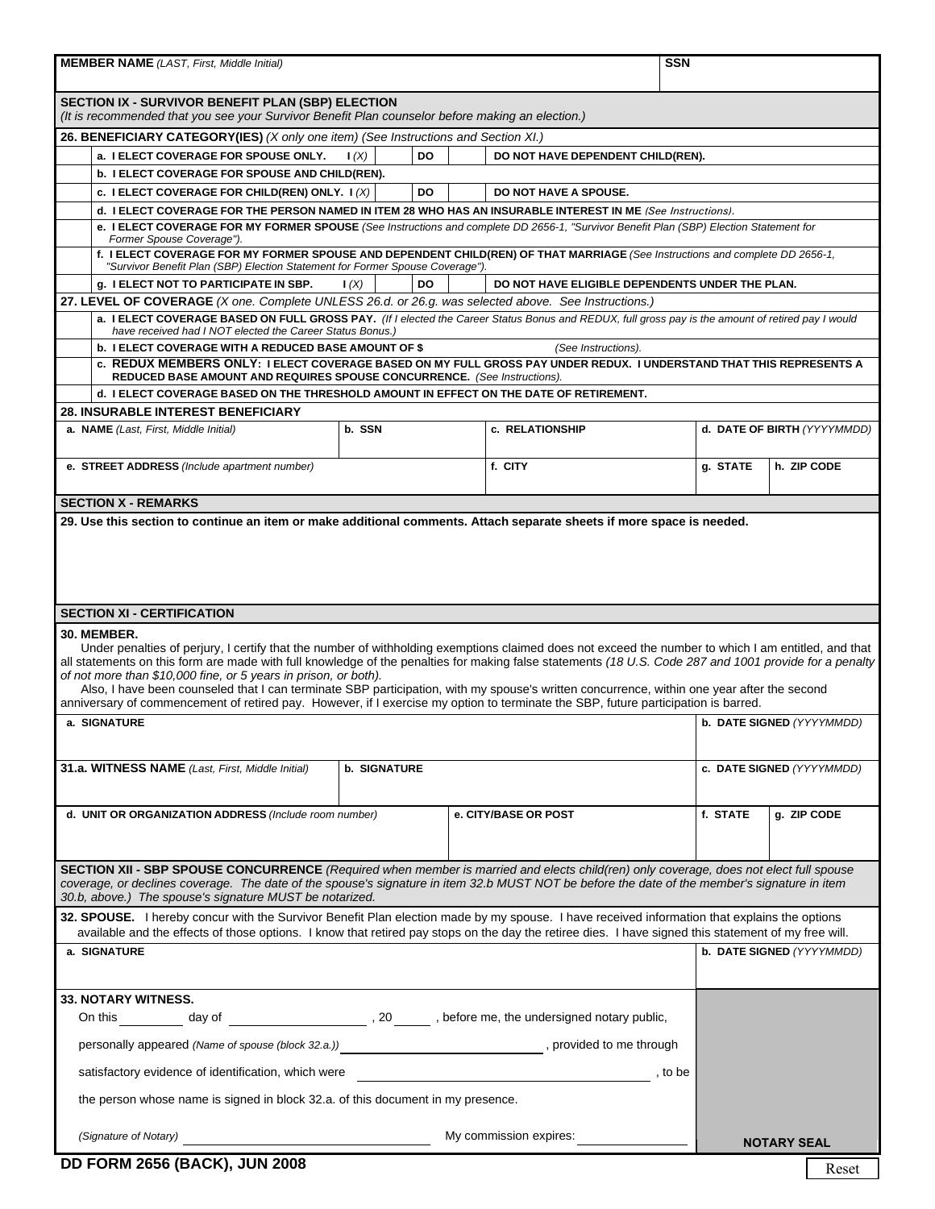| **MEMBER NAME** *(LAST, First, Middle Initial)* | **SSN** |
|---|---|
| | |

## SECTION IX - SURVIVOR BENEFIT PLAN (SBP) ELECTION

*(It is recommended that you see your Survivor Benefit Plan counselor before making an election.)*

**26. BENEFICIARY CATEGORY(IES)** *(X only one item) (See Instructions and Section XI.)*

- **a. I ELECT COVERAGE FOR SPOUSE ONLY.** I *(X)* ☐ DO ☐ **DO NOT HAVE DEPENDENT CHILD(REN).**
- **b. I ELECT COVERAGE FOR SPOUSE AND CHILD(REN).**
- **c. I ELECT COVERAGE FOR CHILD(REN) ONLY.** I *(X)* ☐ DO ☐ **DO NOT HAVE A SPOUSE.**
- **d. I ELECT COVERAGE FOR THE PERSON NAMED IN ITEM 28 WHO HAS AN INSURABLE INTEREST IN ME** *(See Instructions).*
- **e. I ELECT COVERAGE FOR MY FORMER SPOUSE** *(See Instructions and complete DD 2656-1, "Survivor Benefit Plan (SBP) Election Statement for Former Spouse Coverage").*
- **f. I ELECT COVERAGE FOR MY FORMER SPOUSE AND DEPENDENT CHILD(REN) OF THAT MARRIAGE** *(See Instructions and complete DD 2656-1, "Survivor Benefit Plan (SBP) Election Statement for Former Spouse Coverage").*
- **g. I ELECT NOT TO PARTICIPATE IN SBP.** I *(X)* ☐ DO ☐ **DO NOT HAVE ELIGIBLE DEPENDENTS UNDER THE PLAN.**

**27. LEVEL OF COVERAGE** *(X one. Complete UNLESS 26.d. or 26.g. was selected above. See Instructions.)*

- **a. I ELECT COVERAGE BASED ON FULL GROSS PAY.** *(If I elected the Career Status Bonus and REDUX, full gross pay is the amount of retired pay I would have received had I NOT elected the Career Status Bonus.)*
- **b. I ELECT COVERAGE WITH A REDUCED BASE AMOUNT OF $** _______ *(See Instructions).*
- **c. REDUX MEMBERS ONLY: I ELECT COVERAGE BASED ON MY FULL GROSS PAY UNDER REDUX. I UNDERSTAND THAT THIS REPRESENTS A REDUCED BASE AMOUNT AND REQUIRES SPOUSE CONCURRENCE.** *(See Instructions).*
- **d. I ELECT COVERAGE BASED ON THE THRESHOLD AMOUNT IN EFFECT ON THE DATE OF RETIREMENT.**

**28. INSURABLE INTEREST BENEFICIARY**

| **a. NAME** *(Last, First, Middle Initial)* | **b. SSN** | **c. RELATIONSHIP** | **d. DATE OF BIRTH** *(YYYYMMDD)* | |
|---|---|---|---|---|
| | | | | |
| **e. STREET ADDRESS** *(Include apartment number)* | | **f. CITY** | **g. STATE** | **h. ZIP CODE** |
| | | | | |

## SECTION X - REMARKS

**29. Use this section to continue an item or make additional comments. Attach separate sheets if more space is needed.**

## SECTION XI - CERTIFICATION

**30. MEMBER.**

Under penalties of perjury, I certify that the number of withholding exemptions claimed does not exceed the number to which I am entitled, and that all statements on this form are made with full knowledge of the penalties for making false statements *(18 U.S. Code 287 and 1001 provide for a penalty of not more than $10,000 fine, or 5 years in prison, or both).*

Also, I have been counseled that I can terminate SBP participation, with my spouse's written concurrence, within one year after the second anniversary of commencement of retired pay. However, if I exercise my option to terminate the SBP, future participation is barred.

| **a. SIGNATURE** | **b. DATE SIGNED** *(YYYYMMDD)* |
|---|---|
| | |

| **31.a. WITNESS NAME** *(Last, First, Middle Initial)* | **b. SIGNATURE** | **c. DATE SIGNED** *(YYYYMMDD)* | |
|---|---|---|---|
| | | | |
| **d. UNIT OR ORGANIZATION ADDRESS** *(Include room number)* | **e. CITY/BASE OR POST** | **f. STATE** | **g. ZIP CODE** |
| | | | |

## SECTION XII - SBP SPOUSE CONCURRENCE

*(Required when member is married and elects child(ren) only coverage, does not elect full spouse coverage, or declines coverage. The date of the spouse's signature in item 32.b MUST NOT be before the date of the member's signature in item 30.b, above.) The spouse's signature MUST be notarized.*

**32. SPOUSE.** I hereby concur with the Survivor Benefit Plan election made by my spouse. I have received information that explains the options available and the effects of those options. I know that retired pay stops on the day the retiree dies. I have signed this statement of my free will.

| **a. SIGNATURE** | **b. DATE SIGNED** *(YYYYMMDD)* |
|---|---|
| | |

**33. NOTARY WITNESS.**

On this _______ day of _______________, 20 _____, before me, the undersigned notary public,

personally appeared *(Name of spouse (block 32.a.))* _______________________, provided to me through

satisfactory evidence of identification, which were _______________________________, to be

the person whose name is signed in block 32.a. of this document in my presence.

*(Signature of Notary)* _______________________ My commission expires: _____________

**NOTARY SEAL**

**DD FORM 2656 (BACK), JUN 2008**

Reset